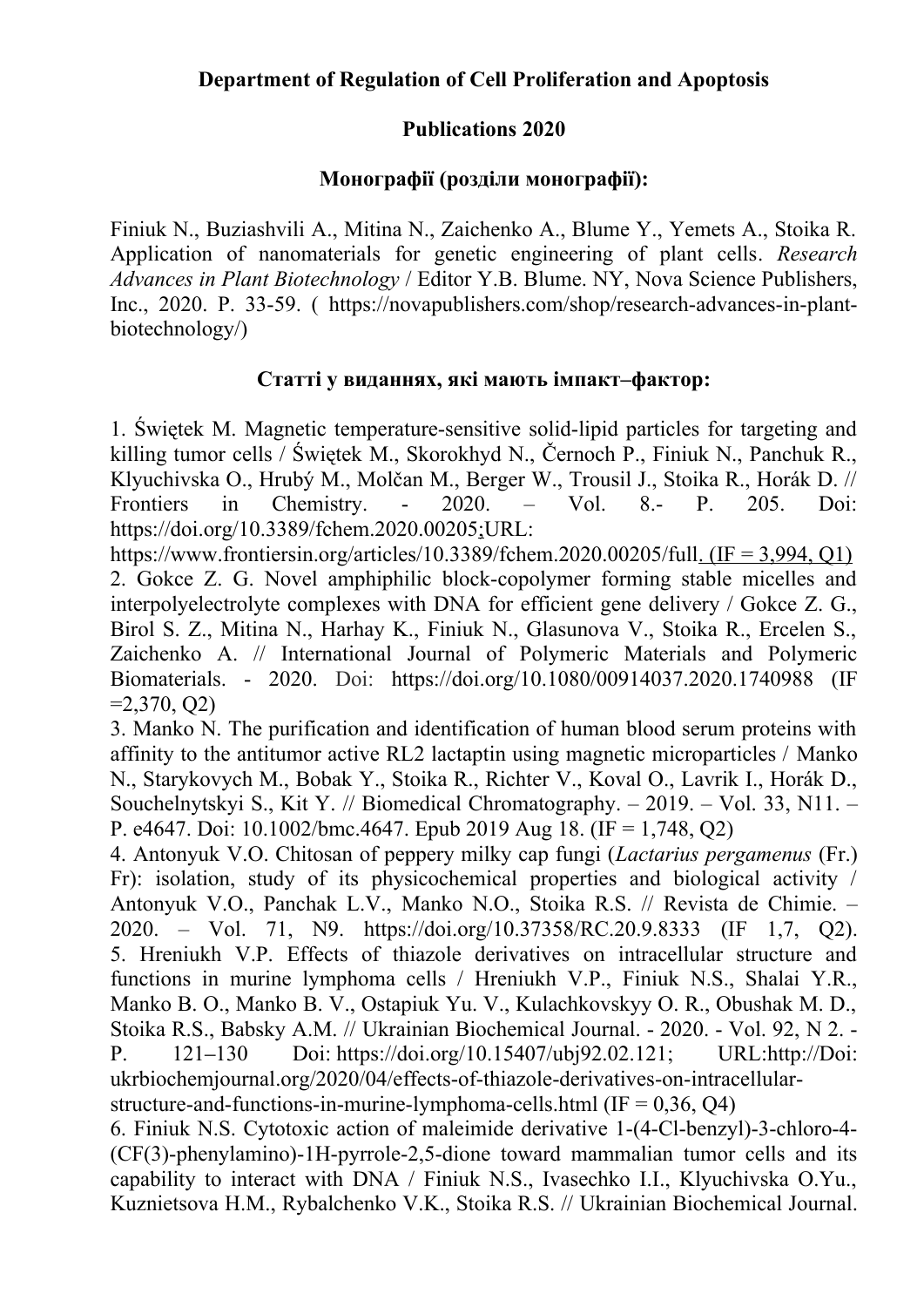**Department of Regulation of Cell Proliferation and Apoptosis**

**Publications 2020**

**Монографії (розділи монографії):**

Finiuk N., Buziashvili A., Mitina N., Zaichenko A., Blume Y., Yemets A., Stoika R. Application of nanomaterials for genetic engineering of plant cells. *Research Advances in Plant Biotechnology* / Editor Y.B. Blume. NY, Nova Science Publishers, Inc., 2020. P. 33-59. ( https://novapublishers.com/shop/research-advances-in-plant-biotechnology/)

**Статті у виданнях, які мають імпакт–фактор:**

1. Świętek M. Magnetic temperature-sensitive solid-lipid particles for targeting and killing tumor cells / Świętek M., Skorokhyd N., Černoch P., Finiuk N., Panchuk R., Klyuchivska O., Hrubý M., Molčan M., Berger W., Trousil J., Stoika R., Horák D. // Frontiers in Chemistry. - 2020. – Vol. 8.- P. 205. Doi: https://doi.org/10.3389/fchem.2020.00205;URL: https://www.frontiersin.org/articles/10.3389/fchem.2020.00205/full. (IF = 3,994, Q1)
2. Gokce Z. G. Novel amphiphilic block-copolymer forming stable micelles and interpolyelectrolyte complexes with DNA for efficient gene delivery / Gokce Z. G., Birol S. Z., Mitina N., Harhay K., Finiuk N., Glasunova V., Stoika R., Ercelen S., Zaichenko A. // International Journal of Polymeric Materials and Polymeric Biomaterials. - 2020. Doi: https://doi.org/10.1080/00914037.2020.1740988 (IF =2,370, Q2)
3. Manko N. The purification and identification of human blood serum proteins with affinity to the antitumor active RL2 lactaptin using magnetic microparticles / Manko N., Starykovych M., Bobak Y., Stoika R., Richter V., Koval O., Lavrik I., Horák D., Souchelnytskyi S., Kit Y. // Biomedical Chromatography. – 2019. – Vol. 33, N11. – P. e4647. Doi: 10.1002/bmc.4647. Epub 2019 Aug 18. (IF = 1,748, Q2)
4. Antonyuk V.O. Chitosan of peppery milky cap fungi (*Lactarius pergamenus* (Fr.) Fr): isolation, study of its physicochemical properties and biological activity / Antonyuk V.O., Panchak L.V., Manko N.O., Stoika R.S. // Revista de Chimie. – 2020. – Vol. 71, N9. https://doi.org/10.37358/RC.20.9.8333 (IF 1,7, Q2).
5. Hreniukh V.P. Effects of thiazole derivatives on intracellular structure and functions in murine lymphoma cells / Hreniukh V.P., Finiuk N.S., Shalai Y.R., Manko B. O., Manko B. V., Ostapiuk Yu. V., Kulachkovskyy O. R., Obushak M. D., Stoika R.S., Babsky A.M. // Ukrainian Biochemical Journal. - 2020. - Vol. 92, N 2. - P. 121–130 Doi: https://doi.org/10.15407/ubj92.02.121; URL:http://Doi: ukrbiochemjournal.org/2020/04/effects-of-thiazole-derivatives-on-intracellular-structure-and-functions-in-murine-lymphoma-cells.html (IF = 0,36, Q4)
6. Finiuk N.S. Cytotoxic action of maleimide derivative 1-(4-Cl-benzyl)-3-chloro-4-(CF(3)-phenylamino)-1H-pyrrole-2,5-dione toward mammalian tumor cells and its capability to interact with DNA / Finiuk N.S., Ivasechko I.I., Klyuchivska O.Yu., Kuznietsova H.M., Rybalchenko V.K., Stoika R.S. // Ukrainian Biochemical Journal.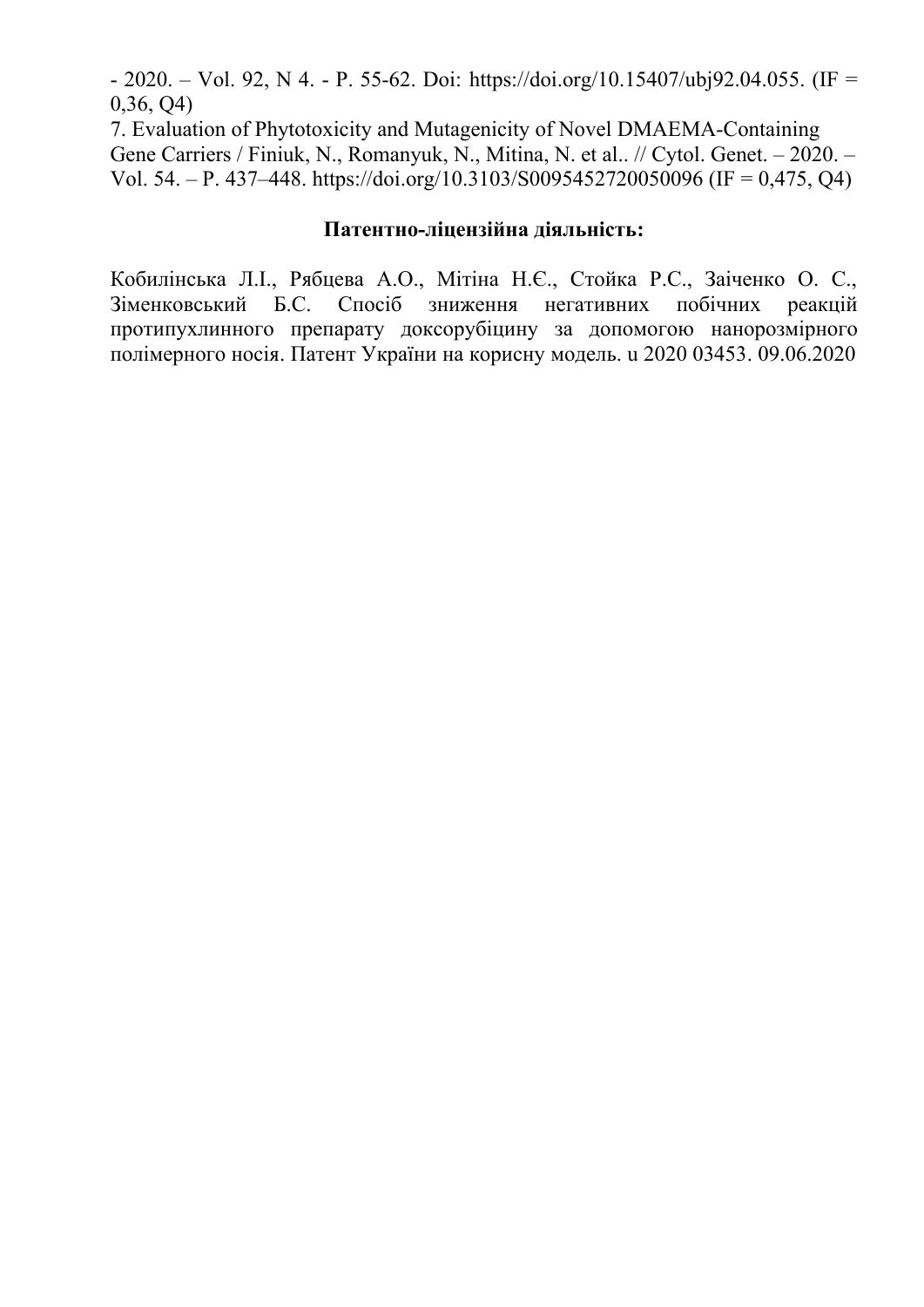- 2020. – Vol. 92, N 4. - P. 55-62. Doi: https://doi.org/10.15407/ubj92.04.055. (IF = 0,36, Q4)

7. Evaluation of Phytotoxicity and Mutagenicity of Novel DMAEMA-Containing Gene Carriers / Finiuk, N., Romanyuk, N., Mitina, N. et al.. // Cytol. Genet. – 2020. – Vol. 54. – P. 437–448. https://doi.org/10.3103/S0095452720050096 (IF = 0,475, Q4)

**Патентно-ліцензійна діяльність:**

Кобилінська Л.І., Рябцева А.О., Мітіна Н.Є., Стойка Р.С., Заіченко О. С., Зіменковський Б.С. Спосіб зниження негативних побічних реакцій протипухлинного препарату доксорубіцину за допомогою нанорозмірного полімерного носія. Патент України на корисну модель. u 2020 03453. 09.06.2020